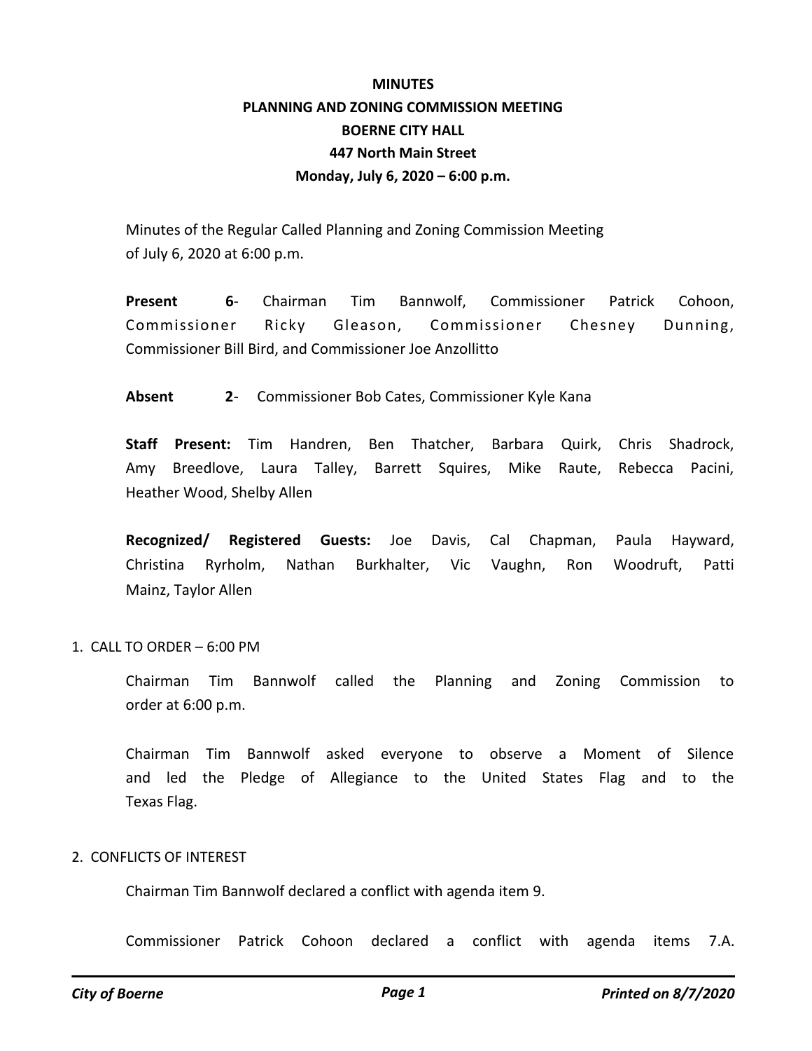**MINUTES**
**PLANNING AND ZONING COMMISSION MEETING**
**BOERNE CITY HALL**
**447 North Main Street**
**Monday, July 6, 2020 – 6:00 p.m.**

Minutes of the Regular Called Planning and Zoning Commission Meeting of July 6, 2020 at 6:00 p.m.

**Present 6**- Chairman Tim Bannwolf, Commissioner Patrick Cohoon, Commissioner Ricky Gleason, Commissioner Chesney Dunning, Commissioner Bill Bird, and Commissioner Joe Anzollitto

**Absent 2**- Commissioner Bob Cates, Commissioner Kyle Kana

**Staff Present:** Tim Handren, Ben Thatcher, Barbara Quirk, Chris Shadrock, Amy Breedlove, Laura Talley, Barrett Squires, Mike Raute, Rebecca Pacini, Heather Wood, Shelby Allen

**Recognized/ Registered Guests:** Joe Davis, Cal Chapman, Paula Hayward, Christina Ryrholm, Nathan Burkhalter, Vic Vaughn, Ron Woodruft, Patti Mainz, Taylor Allen

1. CALL TO ORDER – 6:00 PM

   Chairman Tim Bannwolf called the Planning and Zoning Commission to order at 6:00 p.m.

   Chairman Tim Bannwolf asked everyone to observe a Moment of Silence and led the Pledge of Allegiance to the United States Flag and to the Texas Flag.

2. CONFLICTS OF INTEREST

   Chairman Tim Bannwolf declared a conflict with agenda item 9.

   Commissioner Patrick Cohoon declared a conflict with agenda items 7.A.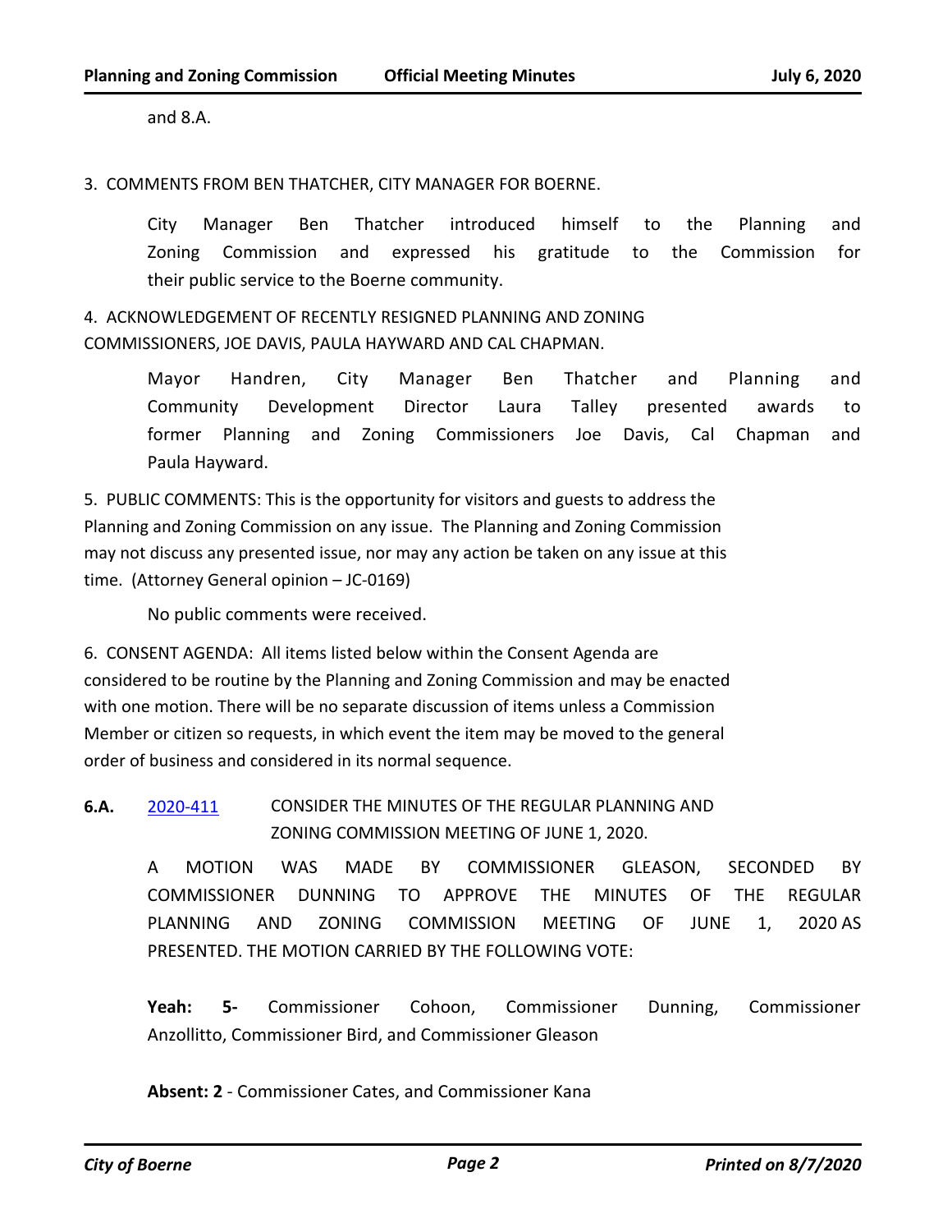and 8.A.

3. COMMENTS FROM BEN THATCHER, CITY MANAGER FOR BOERNE.

City Manager Ben Thatcher introduced himself to the Planning and Zoning Commission and expressed his gratitude to the Commission for their public service to the Boerne community.

4. ACKNOWLEDGEMENT OF RECENTLY RESIGNED PLANNING AND ZONING COMMISSIONERS, JOE DAVIS, PAULA HAYWARD AND CAL CHAPMAN.

Mayor Handren, City Manager Ben Thatcher and Planning and Community Development Director Laura Talley presented awards to former Planning and Zoning Commissioners Joe Davis, Cal Chapman and Paula Hayward.

5. PUBLIC COMMENTS: This is the opportunity for visitors and guests to address the Planning and Zoning Commission on any issue. The Planning and Zoning Commission may not discuss any presented issue, nor may any action be taken on any issue at this time. (Attorney General opinion – JC-0169)

No public comments were received.

6. CONSENT AGENDA: All items listed below within the Consent Agenda are considered to be routine by the Planning and Zoning Commission and may be enacted with one motion. There will be no separate discussion of items unless a Commission Member or citizen so requests, in which event the item may be moved to the general order of business and considered in its normal sequence.

**6.A.** 2020-411 CONSIDER THE MINUTES OF THE REGULAR PLANNING AND ZONING COMMISSION MEETING OF JUNE 1, 2020.

A MOTION WAS MADE BY COMMISSIONER GLEASON, SECONDED BY COMMISSIONER DUNNING TO APPROVE THE MINUTES OF THE REGULAR PLANNING AND ZONING COMMISSION MEETING OF JUNE 1, 2020 AS PRESENTED. THE MOTION CARRIED BY THE FOLLOWING VOTE:

**Yeah: 5-** Commissioner Cohoon, Commissioner Dunning, Commissioner Anzollitto, Commissioner Bird, and Commissioner Gleason

**Absent: 2** - Commissioner Cates, and Commissioner Kana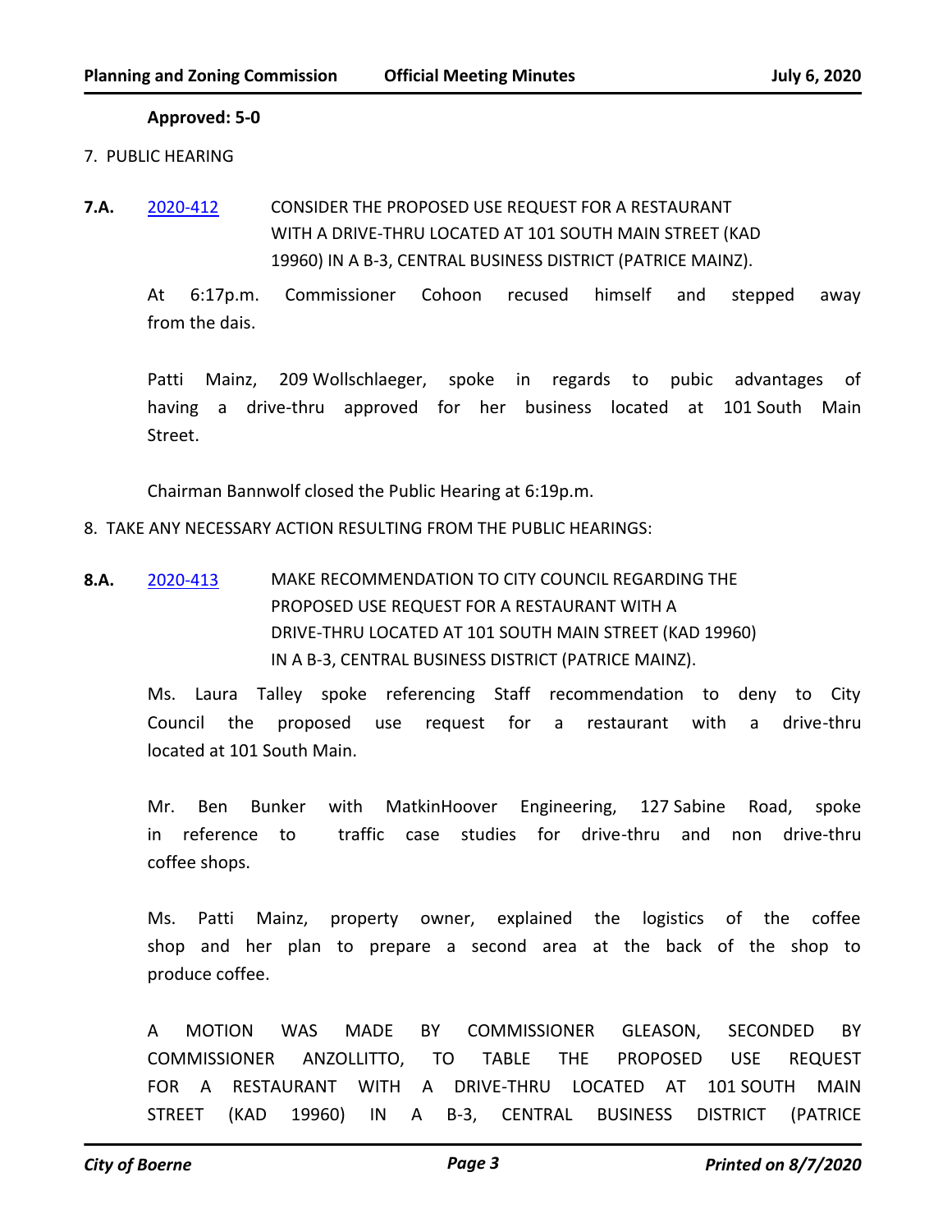**Approved: 5-0**

7. PUBLIC HEARING

**7.A.** [2020-412](2020-412) CONSIDER THE PROPOSED USE REQUEST FOR A RESTAURANT WITH A DRIVE-THRU LOCATED AT 101 SOUTH MAIN STREET (KAD 19960) IN A B-3, CENTRAL BUSINESS DISTRICT (PATRICE MAINZ).

At 6:17p.m. Commissioner Cohoon recused himself and stepped away from the dais.

Patti Mainz, 209 Wollschlaeger, spoke in regards to pubic advantages of having a drive-thru approved for her business located at 101 South Main Street.

Chairman Bannwolf closed the Public Hearing at 6:19p.m.

8. TAKE ANY NECESSARY ACTION RESULTING FROM THE PUBLIC HEARINGS:

**8.A.** [2020-413](2020-413) MAKE RECOMMENDATION TO CITY COUNCIL REGARDING THE PROPOSED USE REQUEST FOR A RESTAURANT WITH A DRIVE-THRU LOCATED AT 101 SOUTH MAIN STREET (KAD 19960) IN A B-3, CENTRAL BUSINESS DISTRICT (PATRICE MAINZ).

Ms. Laura Talley spoke referencing Staff recommendation to deny to City Council the proposed use request for a restaurant with a drive-thru located at 101 South Main.

Mr. Ben Bunker with MatkinHoover Engineering, 127 Sabine Road, spoke in reference to traffic case studies for drive-thru and non drive-thru coffee shops.

Ms. Patti Mainz, property owner, explained the logistics of the coffee shop and her plan to prepare a second area at the back of the shop to produce coffee.

A MOTION WAS MADE BY COMMISSIONER GLEASON, SECONDED BY COMMISSIONER ANZOLLITTO, TO TABLE THE PROPOSED USE REQUEST FOR A RESTAURANT WITH A DRIVE-THRU LOCATED AT 101 SOUTH MAIN STREET (KAD 19960) IN A B-3, CENTRAL BUSINESS DISTRICT (PATRICE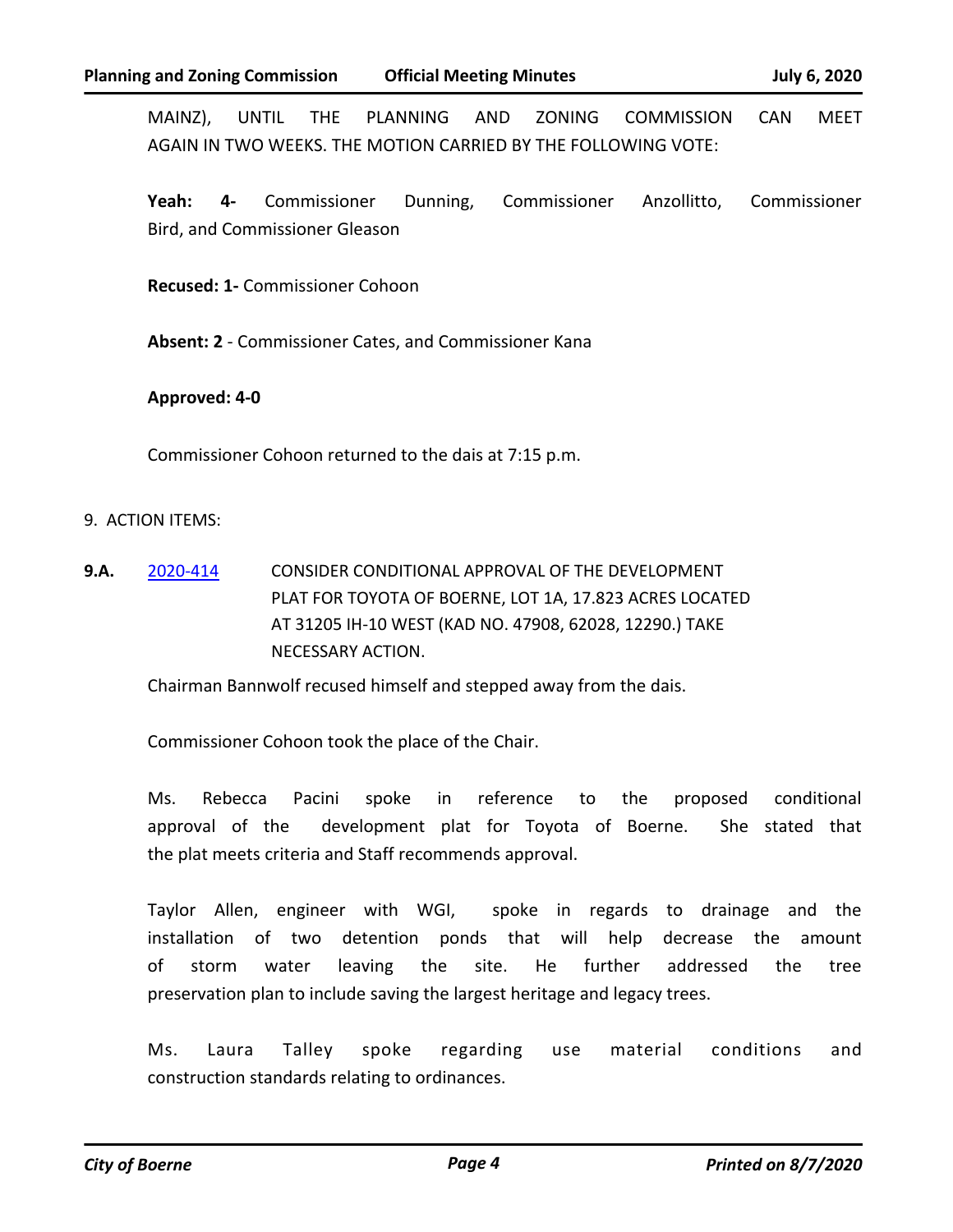MAINZ), UNTIL THE PLANNING AND ZONING COMMISSION CAN MEET AGAIN IN TWO WEEKS. THE MOTION CARRIED BY THE FOLLOWING VOTE:

**Yeah: 4-** Commissioner Dunning, Commissioner Anzollitto, Commissioner Bird, and Commissioner Gleason

**Recused: 1-** Commissioner Cohoon

**Absent: 2** - Commissioner Cates, and Commissioner Kana

**Approved: 4-0**

Commissioner Cohoon returned to the dais at 7:15 p.m.

9. ACTION ITEMS:

**9.A.** [2020-414] CONSIDER CONDITIONAL APPROVAL OF THE DEVELOPMENT PLAT FOR TOYOTA OF BOERNE, LOT 1A, 17.823 ACRES LOCATED AT 31205 IH-10 WEST (KAD NO. 47908, 62028, 12290.) TAKE NECESSARY ACTION.

Chairman Bannwolf recused himself and stepped away from the dais.

Commissioner Cohoon took the place of the Chair.

Ms. Rebecca Pacini spoke in reference to the proposed conditional approval of the development plat for Toyota of Boerne. She stated that the plat meets criteria and Staff recommends approval.

Taylor Allen, engineer with WGI, spoke in regards to drainage and the installation of two detention ponds that will help decrease the amount of storm water leaving the site. He further addressed the tree preservation plan to include saving the largest heritage and legacy trees.

Ms. Laura Talley spoke regarding use material conditions and construction standards relating to ordinances.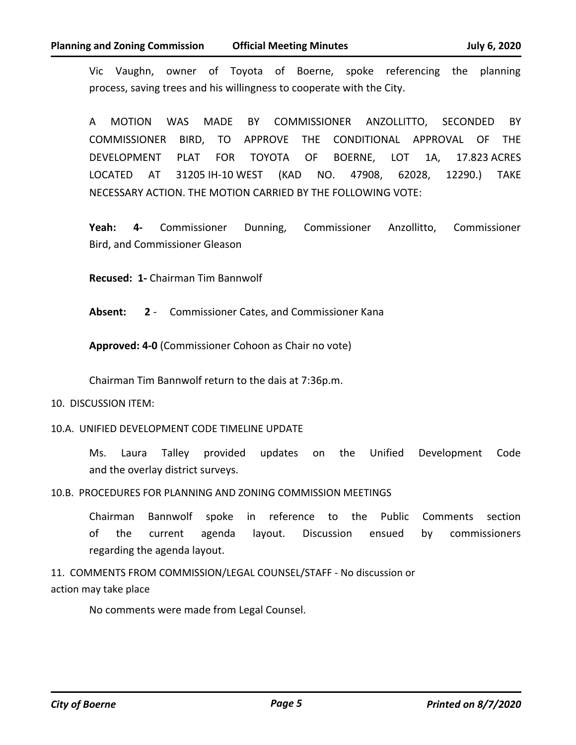Vic Vaughn, owner of Toyota of Boerne, spoke referencing the planning process, saving trees and his willingness to cooperate with the City.

A MOTION WAS MADE BY COMMISSIONER ANZOLLITTO, SECONDED BY COMMISSIONER BIRD, TO APPROVE THE CONDITIONAL APPROVAL OF THE DEVELOPMENT PLAT FOR TOYOTA OF BOERNE, LOT 1A, 17.823 ACRES LOCATED AT 31205 IH-10 WEST (KAD NO. 47908, 62028, 12290.) TAKE NECESSARY ACTION. THE MOTION CARRIED BY THE FOLLOWING VOTE:

**Yeah: 4-** Commissioner Dunning, Commissioner Anzollitto, Commissioner Bird, and Commissioner Gleason

**Recused: 1-** Chairman Tim Bannwolf

**Absent: 2** - Commissioner Cates, and Commissioner Kana

**Approved: 4-0** (Commissioner Cohoon as Chair no vote)

Chairman Tim Bannwolf return to the dais at 7:36p.m.

10. DISCUSSION ITEM:

10.A. UNIFIED DEVELOPMENT CODE TIMELINE UPDATE

Ms. Laura Talley provided updates on the Unified Development Code and the overlay district surveys.

10.B. PROCEDURES FOR PLANNING AND ZONING COMMISSION MEETINGS

Chairman Bannwolf spoke in reference to the Public Comments section of the current agenda layout. Discussion ensued by commissioners regarding the agenda layout.

11. COMMENTS FROM COMMISSION/LEGAL COUNSEL/STAFF - No discussion or action may take place

No comments were made from Legal Counsel.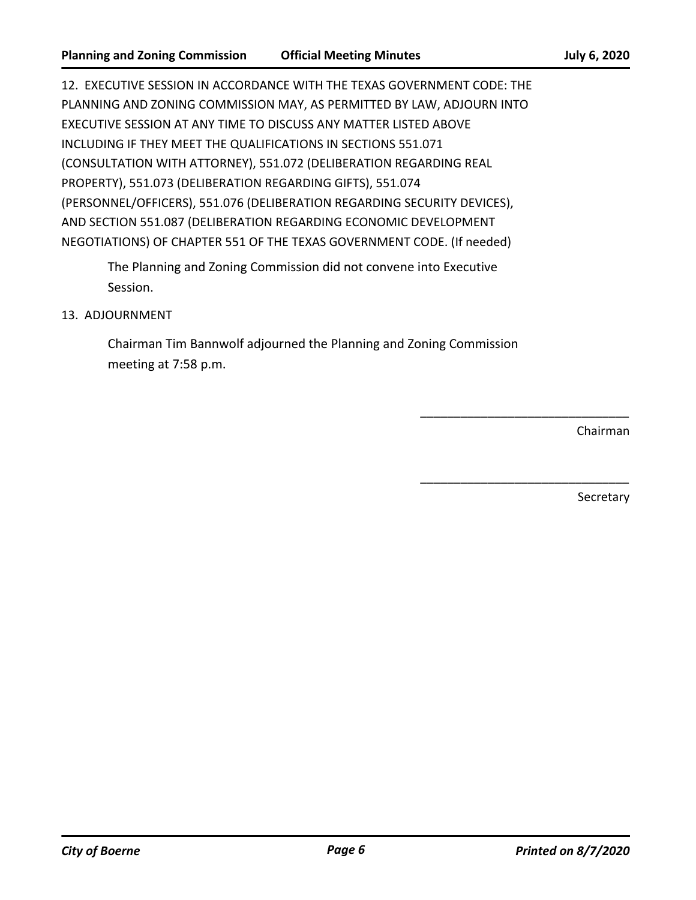12. EXECUTIVE SESSION IN ACCORDANCE WITH THE TEXAS GOVERNMENT CODE: THE PLANNING AND ZONING COMMISSION MAY, AS PERMITTED BY LAW, ADJOURN INTO EXECUTIVE SESSION AT ANY TIME TO DISCUSS ANY MATTER LISTED ABOVE INCLUDING IF THEY MEET THE QUALIFICATIONS IN SECTIONS 551.071 (CONSULTATION WITH ATTORNEY), 551.072 (DELIBERATION REGARDING REAL PROPERTY), 551.073 (DELIBERATION REGARDING GIFTS), 551.074 (PERSONNEL/OFFICERS), 551.076 (DELIBERATION REGARDING SECURITY DEVICES), AND SECTION 551.087 (DELIBERATION REGARDING ECONOMIC DEVELOPMENT NEGOTIATIONS) OF CHAPTER 551 OF THE TEXAS GOVERNMENT CODE. (If needed)

The Planning and Zoning Commission did not convene into Executive Session.

13. ADJOURNMENT

Chairman Tim Bannwolf adjourned the Planning and Zoning Commission meeting at 7:58 p.m.

_______________________________

Chairman

_______________________________

Secretary